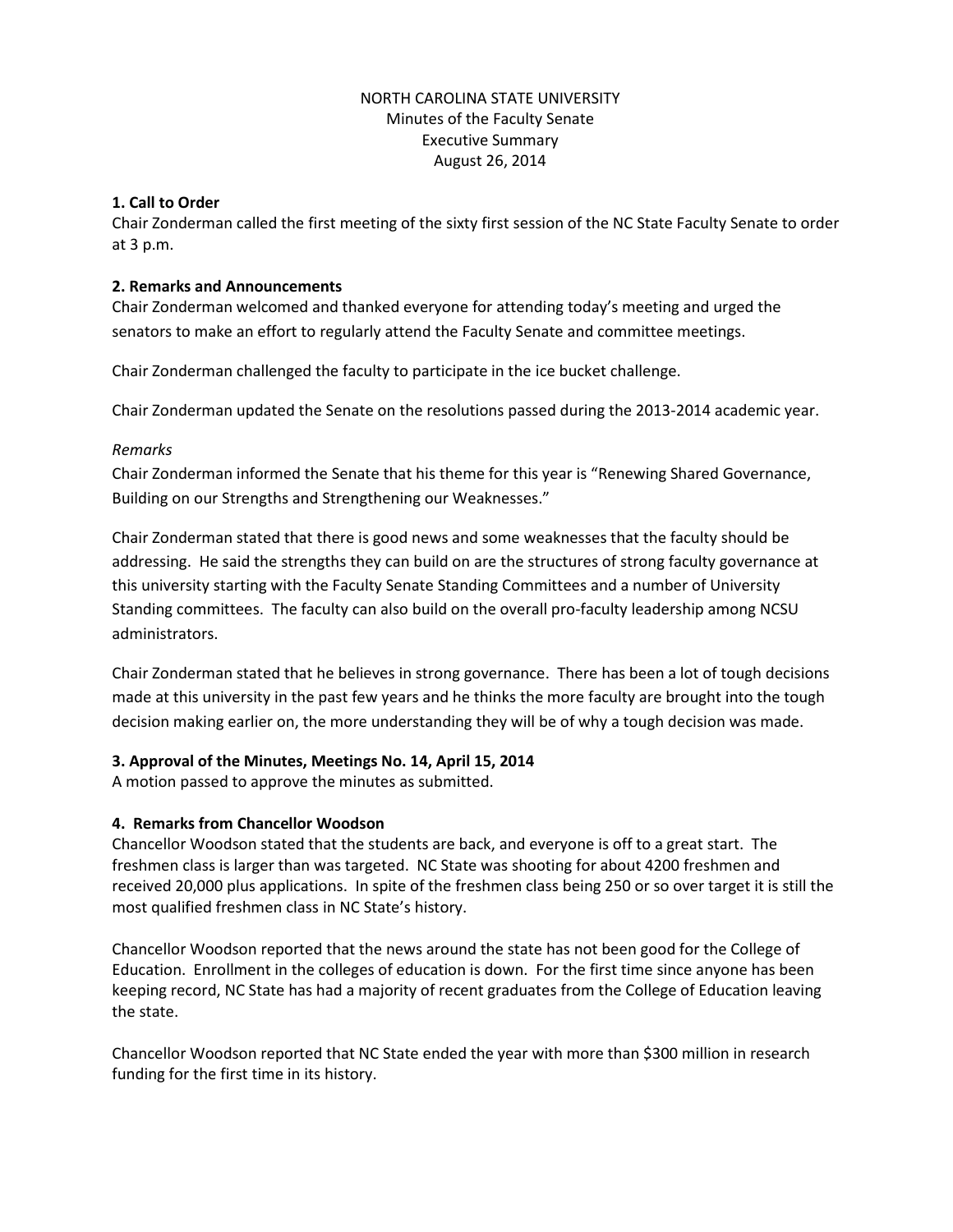NORTH CAROLINA STATE UNIVERSITY
Minutes of the Faculty Senate
Executive Summary
August 26, 2014

**1. Call to Order**
Chair Zonderman called the first meeting of the sixty first session of the NC State Faculty Senate to order at 3 p.m.

**2. Remarks and Announcements**
Chair Zonderman welcomed and thanked everyone for attending today's meeting and urged the senators to make an effort to regularly attend the Faculty Senate and committee meetings.

Chair Zonderman challenged the faculty to participate in the ice bucket challenge.

Chair Zonderman updated the Senate on the resolutions passed during the 2013-2014 academic year.

*Remarks*
Chair Zonderman informed the Senate that his theme for this year is "Renewing Shared Governance, Building on our Strengths and Strengthening our Weaknesses."

Chair Zonderman stated that there is good news and some weaknesses that the faculty should be addressing. He said the strengths they can build on are the structures of strong faculty governance at this university starting with the Faculty Senate Standing Committees and a number of University Standing committees. The faculty can also build on the overall pro-faculty leadership among NCSU administrators.

Chair Zonderman stated that he believes in strong governance. There has been a lot of tough decisions made at this university in the past few years and he thinks the more faculty are brought into the tough decision making earlier on, the more understanding they will be of why a tough decision was made.

**3. Approval of the Minutes, Meetings No. 14, April 15, 2014**
A motion passed to approve the minutes as submitted.

**4. Remarks from Chancellor Woodson**
Chancellor Woodson stated that the students are back, and everyone is off to a great start. The freshmen class is larger than was targeted. NC State was shooting for about 4200 freshmen and received 20,000 plus applications. In spite of the freshmen class being 250 or so over target it is still the most qualified freshmen class in NC State's history.

Chancellor Woodson reported that the news around the state has not been good for the College of Education. Enrollment in the colleges of education is down. For the first time since anyone has been keeping record, NC State has had a majority of recent graduates from the College of Education leaving the state.

Chancellor Woodson reported that NC State ended the year with more than $300 million in research funding for the first time in its history.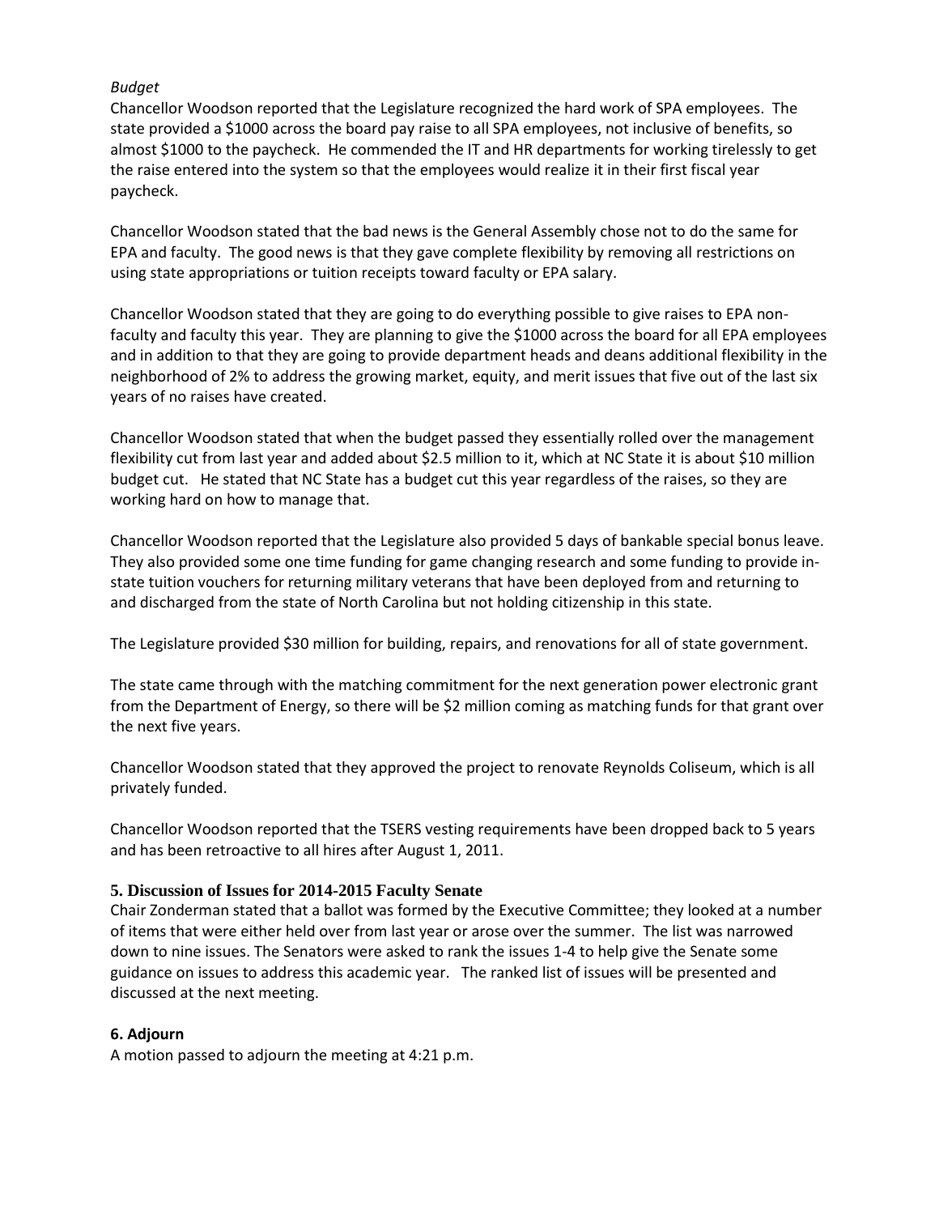*Budget*
Chancellor Woodson reported that the Legislature recognized the hard work of SPA employees. The state provided a $1000 across the board pay raise to all SPA employees, not inclusive of benefits, so almost $1000 to the paycheck. He commended the IT and HR departments for working tirelessly to get the raise entered into the system so that the employees would realize it in their first fiscal year paycheck.

Chancellor Woodson stated that the bad news is the General Assembly chose not to do the same for EPA and faculty. The good news is that they gave complete flexibility by removing all restrictions on using state appropriations or tuition receipts toward faculty or EPA salary.

Chancellor Woodson stated that they are going to do everything possible to give raises to EPA non-faculty and faculty this year. They are planning to give the $1000 across the board for all EPA employees and in addition to that they are going to provide department heads and deans additional flexibility in the neighborhood of 2% to address the growing market, equity, and merit issues that five out of the last six years of no raises have created.

Chancellor Woodson stated that when the budget passed they essentially rolled over the management flexibility cut from last year and added about $2.5 million to it, which at NC State it is about $10 million budget cut. He stated that NC State has a budget cut this year regardless of the raises, so they are working hard on how to manage that.

Chancellor Woodson reported that the Legislature also provided 5 days of bankable special bonus leave. They also provided some one time funding for game changing research and some funding to provide in-state tuition vouchers for returning military veterans that have been deployed from and returning to and discharged from the state of North Carolina but not holding citizenship in this state.

The Legislature provided $30 million for building, repairs, and renovations for all of state government.

The state came through with the matching commitment for the next generation power electronic grant from the Department of Energy, so there will be $2 million coming as matching funds for that grant over the next five years.

Chancellor Woodson stated that they approved the project to renovate Reynolds Coliseum, which is all privately funded.

Chancellor Woodson reported that the TSERS vesting requirements have been dropped back to 5 years and has been retroactive to all hires after August 1, 2011.

### 5. Discussion of Issues for 2014-2015 Faculty Senate

Chair Zonderman stated that a ballot was formed by the Executive Committee; they looked at a number of items that were either held over from last year or arose over the summer. The list was narrowed down to nine issues. The Senators were asked to rank the issues 1-4 to help give the Senate some guidance on issues to address this academic year. The ranked list of issues will be presented and discussed at the next meeting.

### 6. Adjourn

A motion passed to adjourn the meeting at 4:21 p.m.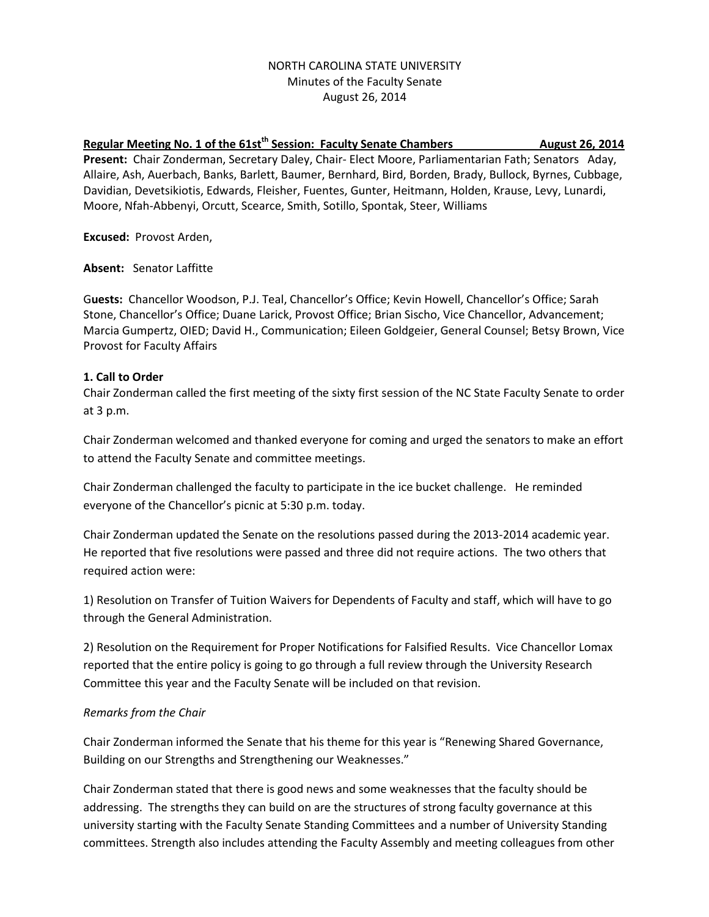NORTH CAROLINA STATE UNIVERSITY
Minutes of the Faculty Senate
August 26, 2014

**Regular Meeting No. 1 of the 61st[th] Session: Faculty Senate Chambers August 26, 2014**

**Present:** Chair Zonderman, Secretary Daley, Chair- Elect Moore, Parliamentarian Fath; Senators Aday, Allaire, Ash, Auerbach, Banks, Barlett, Baumer, Bernhard, Bird, Borden, Brady, Bullock, Byrnes, Cubbage, Davidian, Devetsikiotis, Edwards, Fleisher, Fuentes, Gunter, Heitmann, Holden, Krause, Levy, Lunardi, Moore, Nfah-Abbenyi, Orcutt, Scearce, Smith, Sotillo, Spontak, Steer, Williams

**Excused:** Provost Arden,

**Absent:** Senator Laffitte

**Guests:** Chancellor Woodson, P.J. Teal, Chancellor's Office; Kevin Howell, Chancellor's Office; Sarah Stone, Chancellor's Office; Duane Larick, Provost Office; Brian Sischo, Vice Chancellor, Advancement; Marcia Gumpertz, OIED; David H., Communication; Eileen Goldgeier, General Counsel; Betsy Brown, Vice Provost for Faculty Affairs

**1. Call to Order**

Chair Zonderman called the first meeting of the sixty first session of the NC State Faculty Senate to order at 3 p.m.

Chair Zonderman welcomed and thanked everyone for coming and urged the senators to make an effort to attend the Faculty Senate and committee meetings.

Chair Zonderman challenged the faculty to participate in the ice bucket challenge. He reminded everyone of the Chancellor's picnic at 5:30 p.m. today.

Chair Zonderman updated the Senate on the resolutions passed during the 2013-2014 academic year. He reported that five resolutions were passed and three did not require actions. The two others that required action were:

1) Resolution on Transfer of Tuition Waivers for Dependents of Faculty and staff, which will have to go through the General Administration.

2) Resolution on the Requirement for Proper Notifications for Falsified Results. Vice Chancellor Lomax reported that the entire policy is going to go through a full review through the University Research Committee this year and the Faculty Senate will be included on that revision.

*Remarks from the Chair*

Chair Zonderman informed the Senate that his theme for this year is "Renewing Shared Governance, Building on our Strengths and Strengthening our Weaknesses."

Chair Zonderman stated that there is good news and some weaknesses that the faculty should be addressing. The strengths they can build on are the structures of strong faculty governance at this university starting with the Faculty Senate Standing Committees and a number of University Standing committees. Strength also includes attending the Faculty Assembly and meeting colleagues from other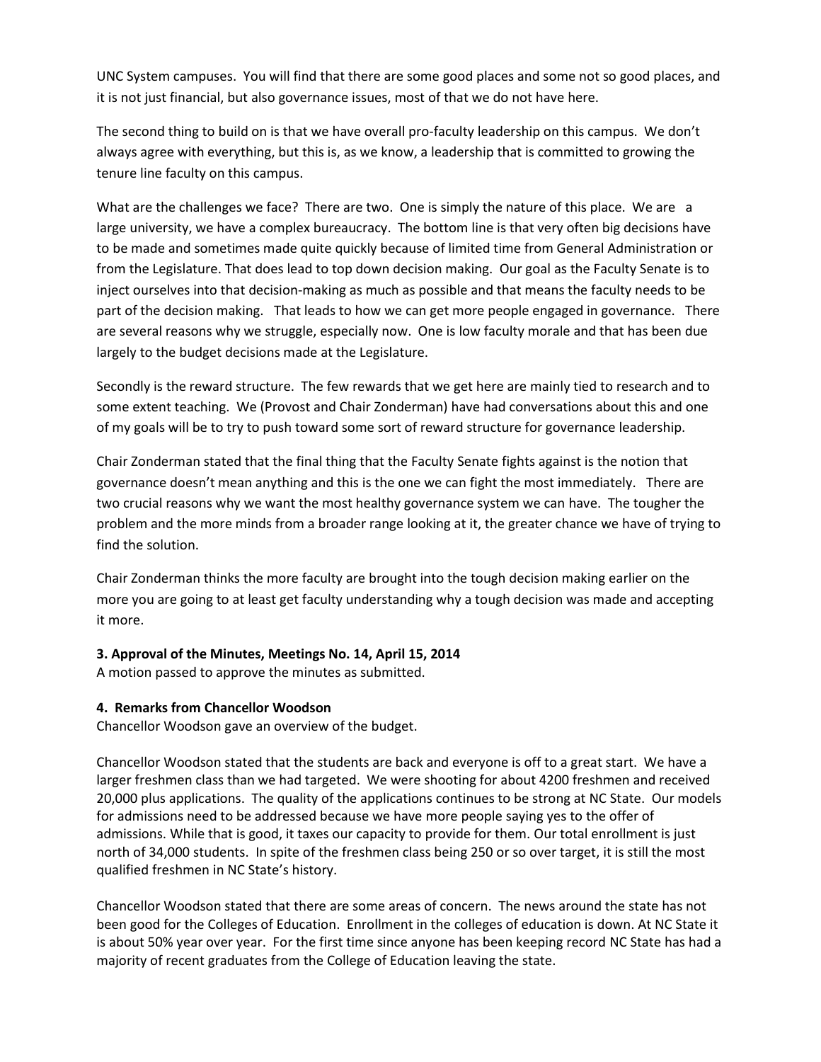UNC System campuses. You will find that there are some good places and some not so good places, and it is not just financial, but also governance issues, most of that we do not have here.

The second thing to build on is that we have overall pro-faculty leadership on this campus. We don't always agree with everything, but this is, as we know, a leadership that is committed to growing the tenure line faculty on this campus.

What are the challenges we face? There are two. One is simply the nature of this place. We are a large university, we have a complex bureaucracy. The bottom line is that very often big decisions have to be made and sometimes made quite quickly because of limited time from General Administration or from the Legislature. That does lead to top down decision making. Our goal as the Faculty Senate is to inject ourselves into that decision-making as much as possible and that means the faculty needs to be part of the decision making. That leads to how we can get more people engaged in governance. There are several reasons why we struggle, especially now. One is low faculty morale and that has been due largely to the budget decisions made at the Legislature.

Secondly is the reward structure. The few rewards that we get here are mainly tied to research and to some extent teaching. We (Provost and Chair Zonderman) have had conversations about this and one of my goals will be to try to push toward some sort of reward structure for governance leadership.

Chair Zonderman stated that the final thing that the Faculty Senate fights against is the notion that governance doesn't mean anything and this is the one we can fight the most immediately. There are two crucial reasons why we want the most healthy governance system we can have. The tougher the problem and the more minds from a broader range looking at it, the greater chance we have of trying to find the solution.

Chair Zonderman thinks the more faculty are brought into the tough decision making earlier on the more you are going to at least get faculty understanding why a tough decision was made and accepting it more.

**3. Approval of the Minutes, Meetings No. 14, April 15, 2014**
A motion passed to approve the minutes as submitted.

**4. Remarks from Chancellor Woodson**
Chancellor Woodson gave an overview of the budget.

Chancellor Woodson stated that the students are back and everyone is off to a great start. We have a larger freshmen class than we had targeted. We were shooting for about 4200 freshmen and received 20,000 plus applications. The quality of the applications continues to be strong at NC State. Our models for admissions need to be addressed because we have more people saying yes to the offer of admissions. While that is good, it taxes our capacity to provide for them. Our total enrollment is just north of 34,000 students. In spite of the freshmen class being 250 or so over target, it is still the most qualified freshmen in NC State's history.

Chancellor Woodson stated that there are some areas of concern. The news around the state has not been good for the Colleges of Education. Enrollment in the colleges of education is down. At NC State it is about 50% year over year. For the first time since anyone has been keeping record NC State has had a majority of recent graduates from the College of Education leaving the state.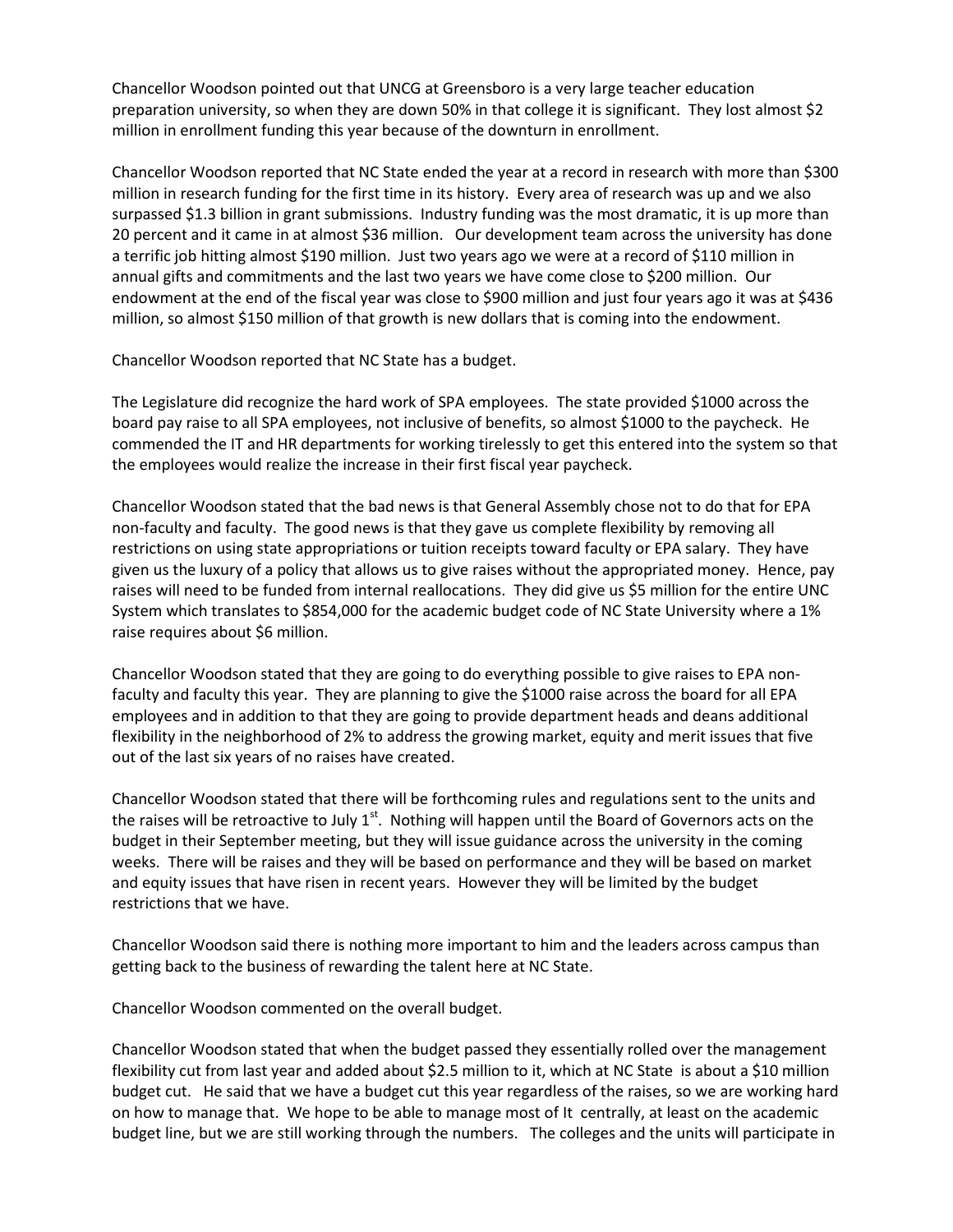Chancellor Woodson pointed out that UNCG at Greensboro is a very large teacher education preparation university, so when they are down 50% in that college it is significant. They lost almost $2 million in enrollment funding this year because of the downturn in enrollment.

Chancellor Woodson reported that NC State ended the year at a record in research with more than $300 million in research funding for the first time in its history. Every area of research was up and we also surpassed $1.3 billion in grant submissions. Industry funding was the most dramatic, it is up more than 20 percent and it came in at almost $36 million. Our development team across the university has done a terrific job hitting almost $190 million. Just two years ago we were at a record of $110 million in annual gifts and commitments and the last two years we have come close to $200 million. Our endowment at the end of the fiscal year was close to $900 million and just four years ago it was at $436 million, so almost $150 million of that growth is new dollars that is coming into the endowment.

Chancellor Woodson reported that NC State has a budget.

The Legislature did recognize the hard work of SPA employees. The state provided $1000 across the board pay raise to all SPA employees, not inclusive of benefits, so almost $1000 to the paycheck. He commended the IT and HR departments for working tirelessly to get this entered into the system so that the employees would realize the increase in their first fiscal year paycheck.

Chancellor Woodson stated that the bad news is that General Assembly chose not to do that for EPA non-faculty and faculty. The good news is that they gave us complete flexibility by removing all restrictions on using state appropriations or tuition receipts toward faculty or EPA salary. They have given us the luxury of a policy that allows us to give raises without the appropriated money. Hence, pay raises will need to be funded from internal reallocations. They did give us $5 million for the entire UNC System which translates to $854,000 for the academic budget code of NC State University where a 1% raise requires about $6 million.

Chancellor Woodson stated that they are going to do everything possible to give raises to EPA non-faculty and faculty this year. They are planning to give the $1000 raise across the board for all EPA employees and in addition to that they are going to provide department heads and deans additional flexibility in the neighborhood of 2% to address the growing market, equity and merit issues that five out of the last six years of no raises have created.

Chancellor Woodson stated that there will be forthcoming rules and regulations sent to the units and the raises will be retroactive to July 1st. Nothing will happen until the Board of Governors acts on the budget in their September meeting, but they will issue guidance across the university in the coming weeks. There will be raises and they will be based on performance and they will be based on market and equity issues that have risen in recent years. However they will be limited by the budget restrictions that we have.

Chancellor Woodson said there is nothing more important to him and the leaders across campus than getting back to the business of rewarding the talent here at NC State.

Chancellor Woodson commented on the overall budget.

Chancellor Woodson stated that when the budget passed they essentially rolled over the management flexibility cut from last year and added about $2.5 million to it, which at NC State is about a $10 million budget cut. He said that we have a budget cut this year regardless of the raises, so we are working hard on how to manage that. We hope to be able to manage most of It centrally, at least on the academic budget line, but we are still working through the numbers. The colleges and the units will participate in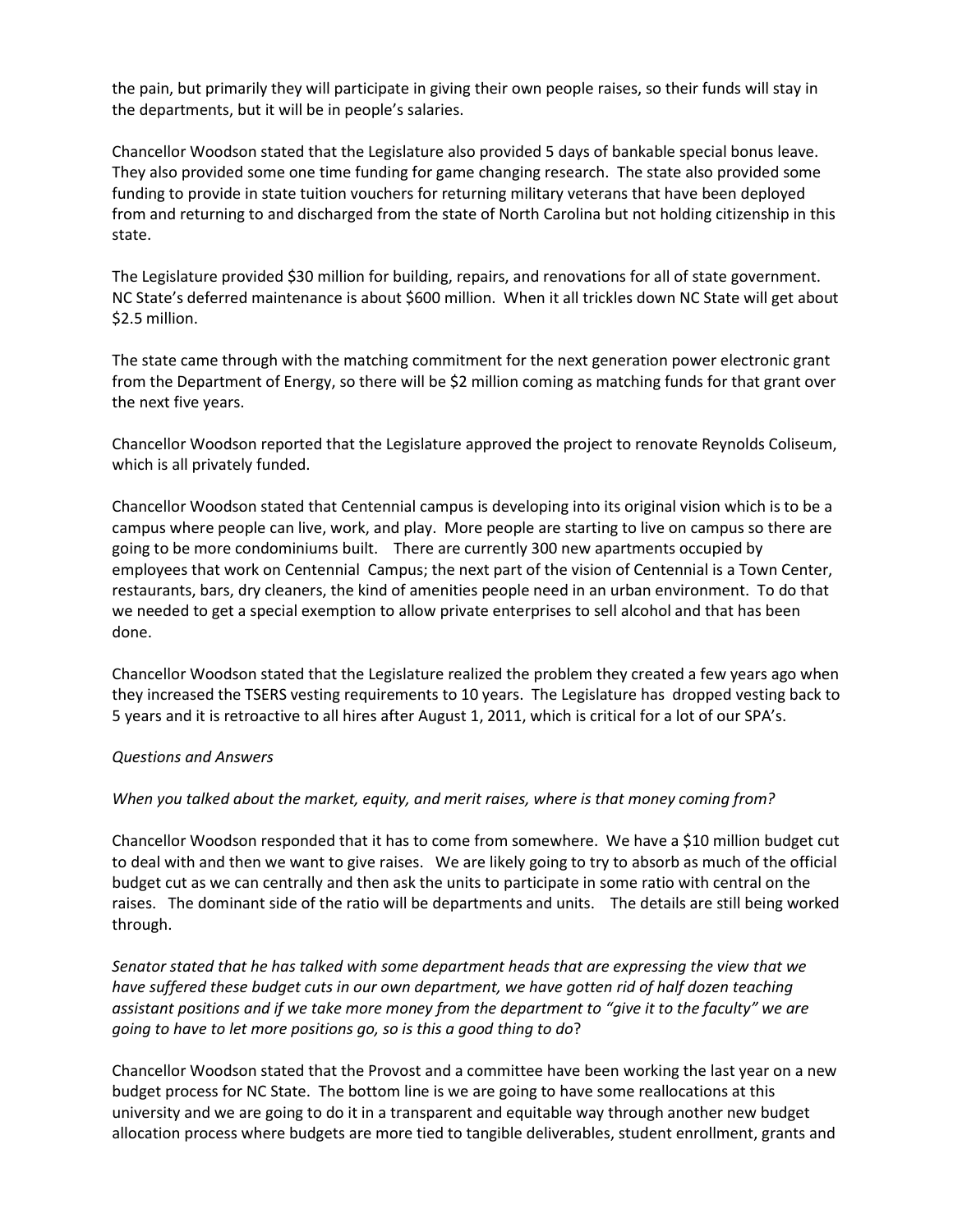the pain, but primarily they will participate in giving their own people raises, so their funds will stay in the departments, but it will be in people's salaries.

Chancellor Woodson stated that the Legislature also provided 5 days of bankable special bonus leave. They also provided some one time funding for game changing research. The state also provided some funding to provide in state tuition vouchers for returning military veterans that have been deployed from and returning to and discharged from the state of North Carolina but not holding citizenship in this state.

The Legislature provided $30 million for building, repairs, and renovations for all of state government. NC State's deferred maintenance is about $600 million. When it all trickles down NC State will get about $2.5 million.

The state came through with the matching commitment for the next generation power electronic grant from the Department of Energy, so there will be $2 million coming as matching funds for that grant over the next five years.

Chancellor Woodson reported that the Legislature approved the project to renovate Reynolds Coliseum, which is all privately funded.

Chancellor Woodson stated that Centennial campus is developing into its original vision which is to be a campus where people can live, work, and play. More people are starting to live on campus so there are going to be more condominiums built. There are currently 300 new apartments occupied by employees that work on Centennial Campus; the next part of the vision of Centennial is a Town Center, restaurants, bars, dry cleaners, the kind of amenities people need in an urban environment. To do that we needed to get a special exemption to allow private enterprises to sell alcohol and that has been done.

Chancellor Woodson stated that the Legislature realized the problem they created a few years ago when they increased the TSERS vesting requirements to 10 years. The Legislature has dropped vesting back to 5 years and it is retroactive to all hires after August 1, 2011, which is critical for a lot of our SPA's.

*Questions and Answers*

*When you talked about the market, equity, and merit raises, where is that money coming from?*

Chancellor Woodson responded that it has to come from somewhere. We have a $10 million budget cut to deal with and then we want to give raises. We are likely going to try to absorb as much of the official budget cut as we can centrally and then ask the units to participate in some ratio with central on the raises. The dominant side of the ratio will be departments and units. The details are still being worked through.

*Senator stated that he has talked with some department heads that are expressing the view that we have suffered these budget cuts in our own department, we have gotten rid of half dozen teaching assistant positions and if we take more money from the department to "give it to the faculty" we are going to have to let more positions go, so is this a good thing to do*?

Chancellor Woodson stated that the Provost and a committee have been working the last year on a new budget process for NC State. The bottom line is we are going to have some reallocations at this university and we are going to do it in a transparent and equitable way through another new budget allocation process where budgets are more tied to tangible deliverables, student enrollment, grants and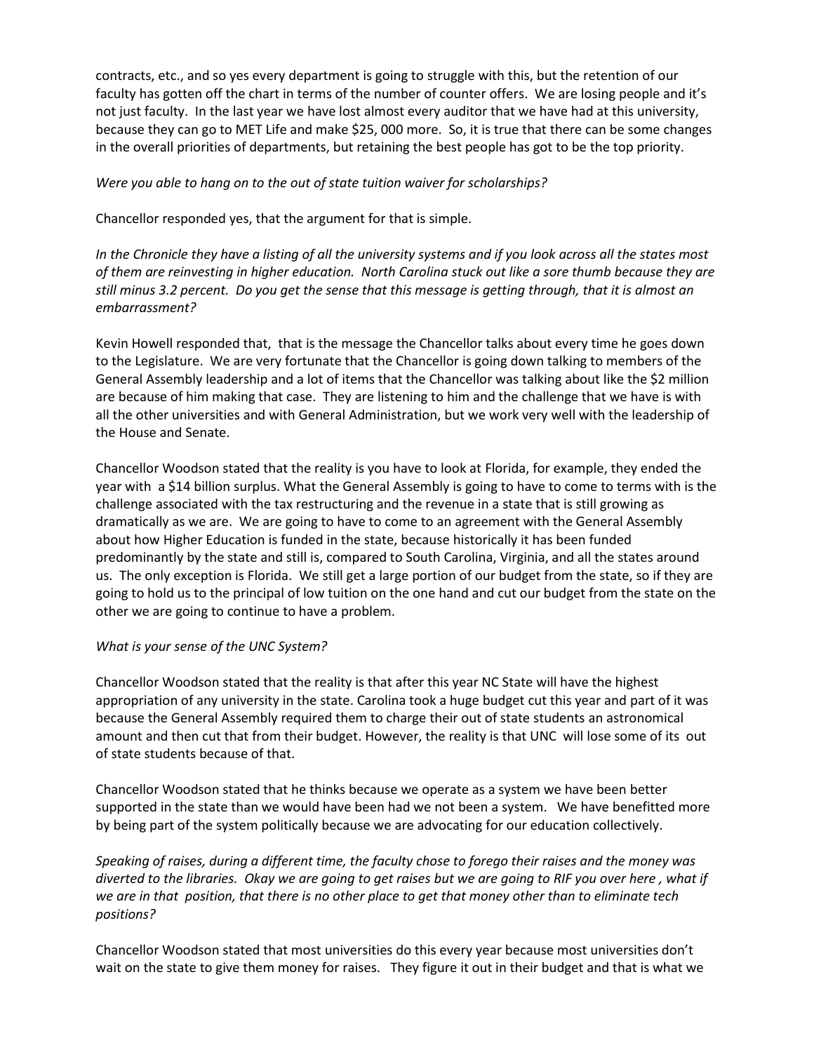contracts, etc., and so yes every department is going to struggle with this, but the retention of our faculty has gotten off the chart in terms of the number of counter offers. We are losing people and it's not just faculty. In the last year we have lost almost every auditor that we have had at this university, because they can go to MET Life and make $25, 000 more. So, it is true that there can be some changes in the overall priorities of departments, but retaining the best people has got to be the top priority.

*Were you able to hang on to the out of state tuition waiver for scholarships?*

Chancellor responded yes, that the argument for that is simple.

*In the Chronicle they have a listing of all the university systems and if you look across all the states most of them are reinvesting in higher education. North Carolina stuck out like a sore thumb because they are still minus 3.2 percent. Do you get the sense that this message is getting through, that it is almost an embarrassment?*

Kevin Howell responded that, that is the message the Chancellor talks about every time he goes down to the Legislature. We are very fortunate that the Chancellor is going down talking to members of the General Assembly leadership and a lot of items that the Chancellor was talking about like the $2 million are because of him making that case. They are listening to him and the challenge that we have is with all the other universities and with General Administration, but we work very well with the leadership of the House and Senate.

Chancellor Woodson stated that the reality is you have to look at Florida, for example, they ended the year with a $14 billion surplus. What the General Assembly is going to have to come to terms with is the challenge associated with the tax restructuring and the revenue in a state that is still growing as dramatically as we are. We are going to have to come to an agreement with the General Assembly about how Higher Education is funded in the state, because historically it has been funded predominantly by the state and still is, compared to South Carolina, Virginia, and all the states around us. The only exception is Florida. We still get a large portion of our budget from the state, so if they are going to hold us to the principal of low tuition on the one hand and cut our budget from the state on the other we are going to continue to have a problem.

*What is your sense of the UNC System?*

Chancellor Woodson stated that the reality is that after this year NC State will have the highest appropriation of any university in the state. Carolina took a huge budget cut this year and part of it was because the General Assembly required them to charge their out of state students an astronomical amount and then cut that from their budget. However, the reality is that UNC will lose some of its out of state students because of that.

Chancellor Woodson stated that he thinks because we operate as a system we have been better supported in the state than we would have been had we not been a system. We have benefitted more by being part of the system politically because we are advocating for our education collectively.

*Speaking of raises, during a different time, the faculty chose to forego their raises and the money was diverted to the libraries. Okay we are going to get raises but we are going to RIF you over here , what if we are in that position, that there is no other place to get that money other than to eliminate tech positions?*

Chancellor Woodson stated that most universities do this every year because most universities don't wait on the state to give them money for raises. They figure it out in their budget and that is what we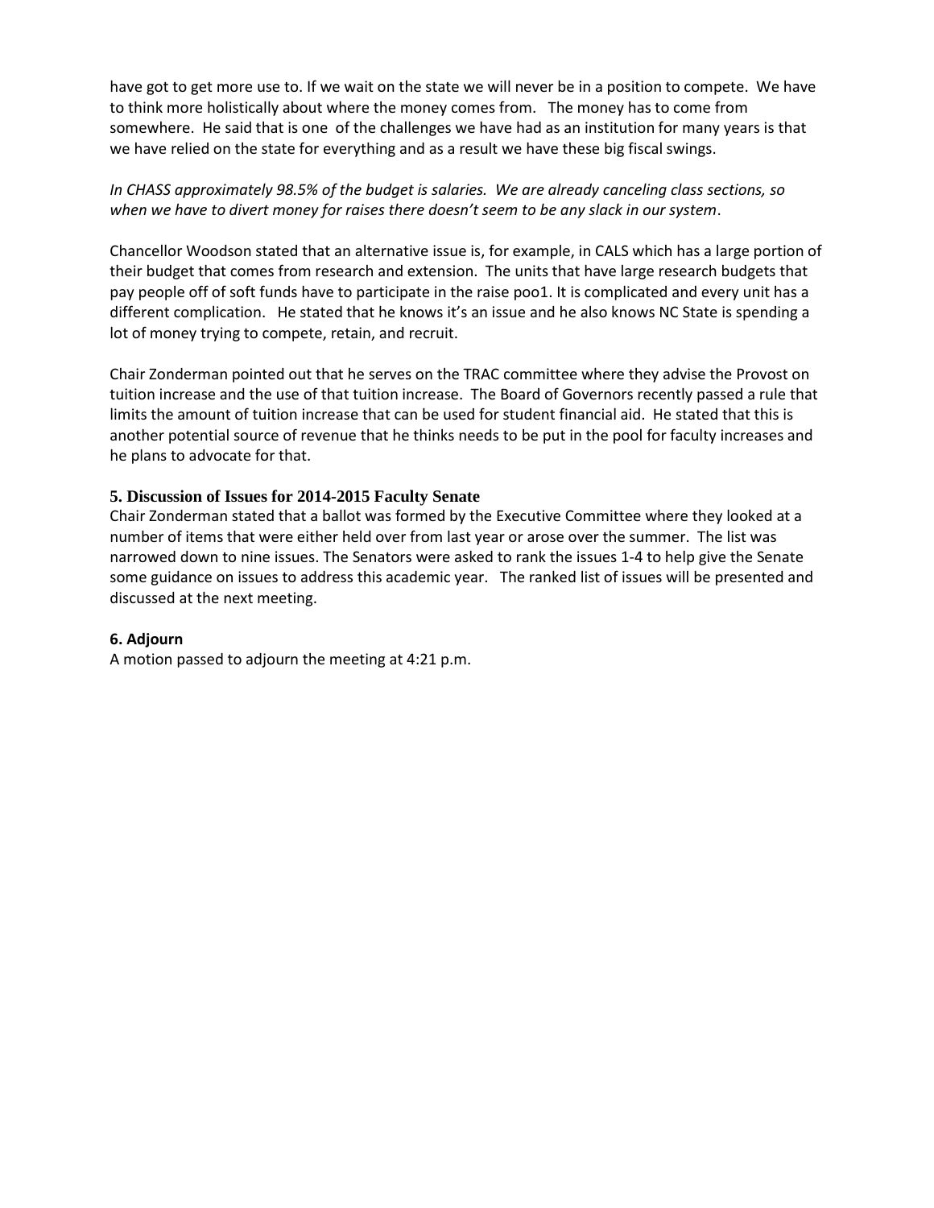have got to get more use to. If we wait on the state we will never be in a position to compete. We have to think more holistically about where the money comes from. The money has to come from somewhere. He said that is one of the challenges we have had as an institution for many years is that we have relied on the state for everything and as a result we have these big fiscal swings.

*In CHASS approximately 98.5% of the budget is salaries. We are already canceling class sections, so when we have to divert money for raises there doesn't seem to be any slack in our system*.

Chancellor Woodson stated that an alternative issue is, for example, in CALS which has a large portion of their budget that comes from research and extension. The units that have large research budgets that pay people off of soft funds have to participate in the raise poo1. It is complicated and every unit has a different complication. He stated that he knows it's an issue and he also knows NC State is spending a lot of money trying to compete, retain, and recruit.

Chair Zonderman pointed out that he serves on the TRAC committee where they advise the Provost on tuition increase and the use of that tuition increase. The Board of Governors recently passed a rule that limits the amount of tuition increase that can be used for student financial aid. He stated that this is another potential source of revenue that he thinks needs to be put in the pool for faculty increases and he plans to advocate for that.

**5. Discussion of Issues for 2014-2015 Faculty Senate**

Chair Zonderman stated that a ballot was formed by the Executive Committee where they looked at a number of items that were either held over from last year or arose over the summer. The list was narrowed down to nine issues. The Senators were asked to rank the issues 1-4 to help give the Senate some guidance on issues to address this academic year. The ranked list of issues will be presented and discussed at the next meeting.

**6. Adjourn**

A motion passed to adjourn the meeting at 4:21 p.m.